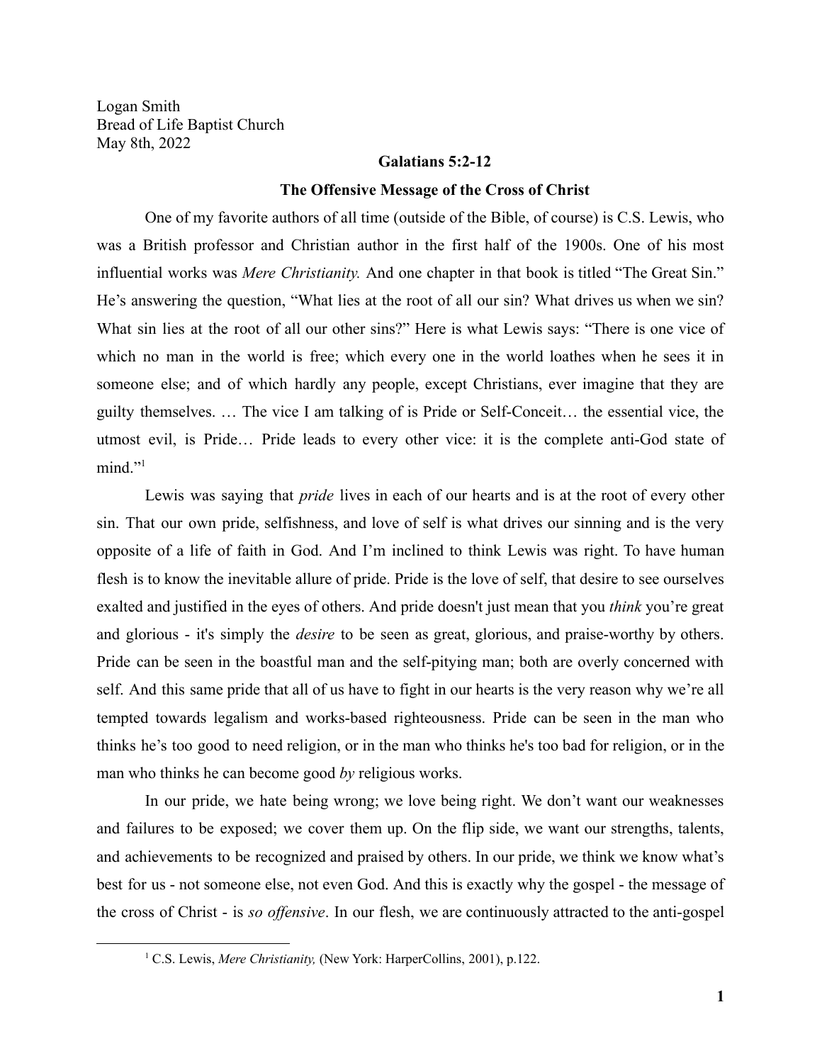Logan Smith
Bread of Life Baptist Church
May 8th, 2022

**Galatians 5:2-12**

**The Offensive Message of the Cross of Christ**

One of my favorite authors of all time (outside of the Bible, of course) is C.S. Lewis, who was a British professor and Christian author in the first half of the 1900s. One of his most influential works was *Mere Christianity.* And one chapter in that book is titled "The Great Sin." He's answering the question, "What lies at the root of all our sin? What drives us when we sin? What sin lies at the root of all our other sins?" Here is what Lewis says: "There is one vice of which no man in the world is free; which every one in the world loathes when he sees it in someone else; and of which hardly any people, except Christians, ever imagine that they are guilty themselves. … The vice I am talking of is Pride or Self-Conceit… the essential vice, the utmost evil, is Pride… Pride leads to every other vice: it is the complete anti-God state of mind."[1]

Lewis was saying that *pride* lives in each of our hearts and is at the root of every other sin. That our own pride, selfishness, and love of self is what drives our sinning and is the very opposite of a life of faith in God. And I'm inclined to think Lewis was right. To have human flesh is to know the inevitable allure of pride. Pride is the love of self, that desire to see ourselves exalted and justified in the eyes of others. And pride doesn't just mean that you *think* you're great and glorious - it's simply the *desire* to be seen as great, glorious, and praise-worthy by others. Pride can be seen in the boastful man and the self-pitying man; both are overly concerned with self. And this same pride that all of us have to fight in our hearts is the very reason why we're all tempted towards legalism and works-based righteousness. Pride can be seen in the man who thinks he's too good to need religion, or in the man who thinks he's too bad for religion, or in the man who thinks he can become good *by* religious works.

In our pride, we hate being wrong; we love being right. We don't want our weaknesses and failures to be exposed; we cover them up. On the flip side, we want our strengths, talents, and achievements to be recognized and praised by others. In our pride, we think we know what's best for us - not someone else, not even God. And this is exactly why the gospel - the message of the cross of Christ - is *so offensive*. In our flesh, we are continuously attracted to the anti-gospel

[1] C.S. Lewis, *Mere Christianity,* (New York: HarperCollins, 2001), p.122.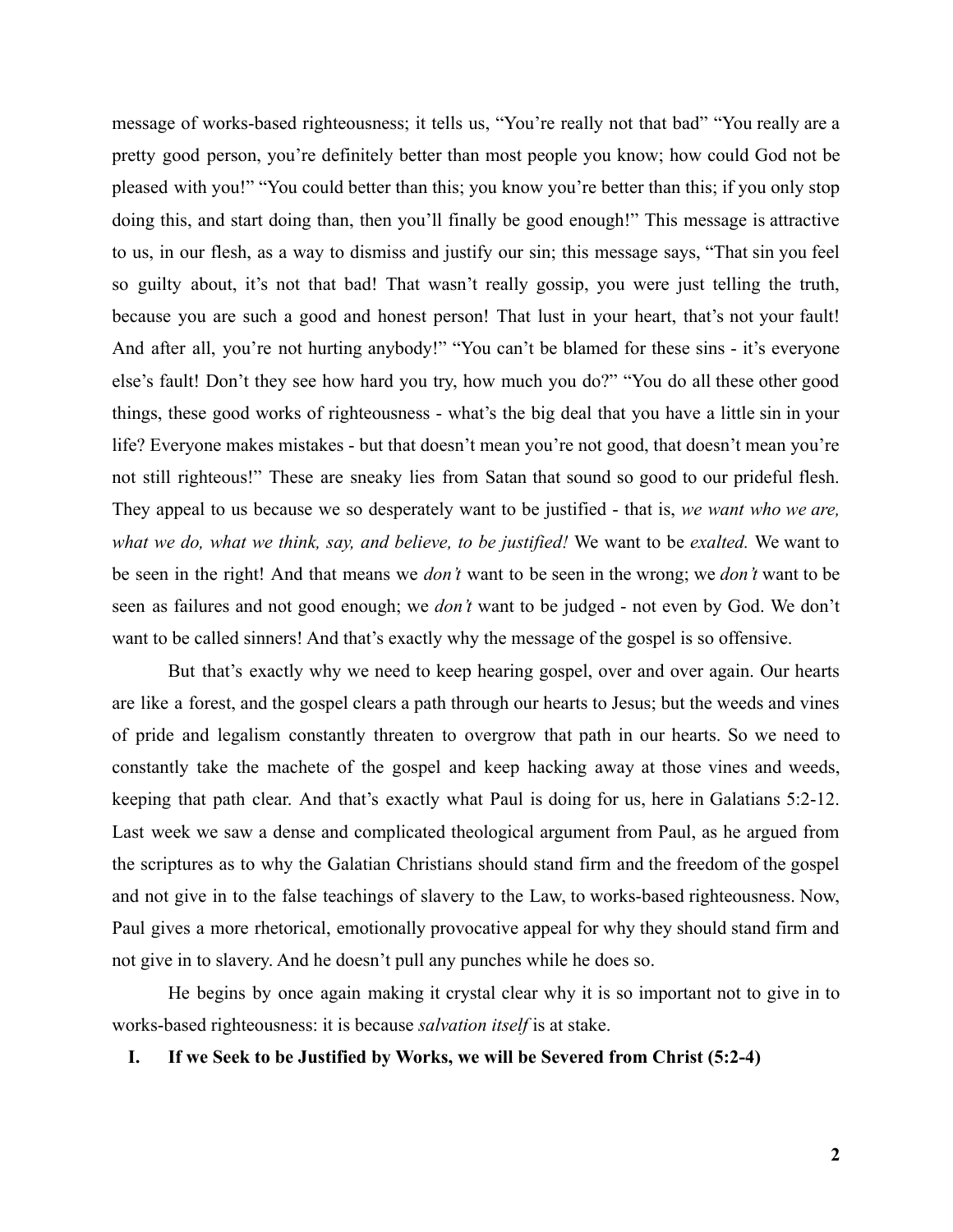message of works-based righteousness; it tells us, "You're really not that bad" "You really are a pretty good person, you're definitely better than most people you know; how could God not be pleased with you!" "You could better than this; you know you're better than this; if you only stop doing this, and start doing than, then you'll finally be good enough!" This message is attractive to us, in our flesh, as a way to dismiss and justify our sin; this message says, "That sin you feel so guilty about, it's not that bad! That wasn't really gossip, you were just telling the truth, because you are such a good and honest person! That lust in your heart, that's not your fault! And after all, you're not hurting anybody!" "You can't be blamed for these sins - it's everyone else's fault! Don't they see how hard you try, how much you do?" "You do all these other good things, these good works of righteousness - what's the big deal that you have a little sin in your life? Everyone makes mistakes - but that doesn't mean you're not good, that doesn't mean you're not still righteous!" These are sneaky lies from Satan that sound so good to our prideful flesh. They appeal to us because we so desperately want to be justified - that is, *we want who we are, what we do, what we think, say, and believe, to be justified!* We want to be *exalted.* We want to be seen in the right! And that means we *don't* want to be seen in the wrong; we *don't* want to be seen as failures and not good enough; we *don't* want to be judged - not even by God. We don't want to be called sinners! And that's exactly why the message of the gospel is so offensive.

But that's exactly why we need to keep hearing gospel, over and over again. Our hearts are like a forest, and the gospel clears a path through our hearts to Jesus; but the weeds and vines of pride and legalism constantly threaten to overgrow that path in our hearts. So we need to constantly take the machete of the gospel and keep hacking away at those vines and weeds, keeping that path clear. And that's exactly what Paul is doing for us, here in Galatians 5:2-12. Last week we saw a dense and complicated theological argument from Paul, as he argued from the scriptures as to why the Galatian Christians should stand firm and the freedom of the gospel and not give in to the false teachings of slavery to the Law, to works-based righteousness. Now, Paul gives a more rhetorical, emotionally provocative appeal for why they should stand firm and not give in to slavery. And he doesn't pull any punches while he does so.

He begins by once again making it crystal clear why it is so important not to give in to works-based righteousness: it is because *salvation itself* is at stake.

## I. If we Seek to be Justified by Works, we will be Severed from Christ (5:2-4)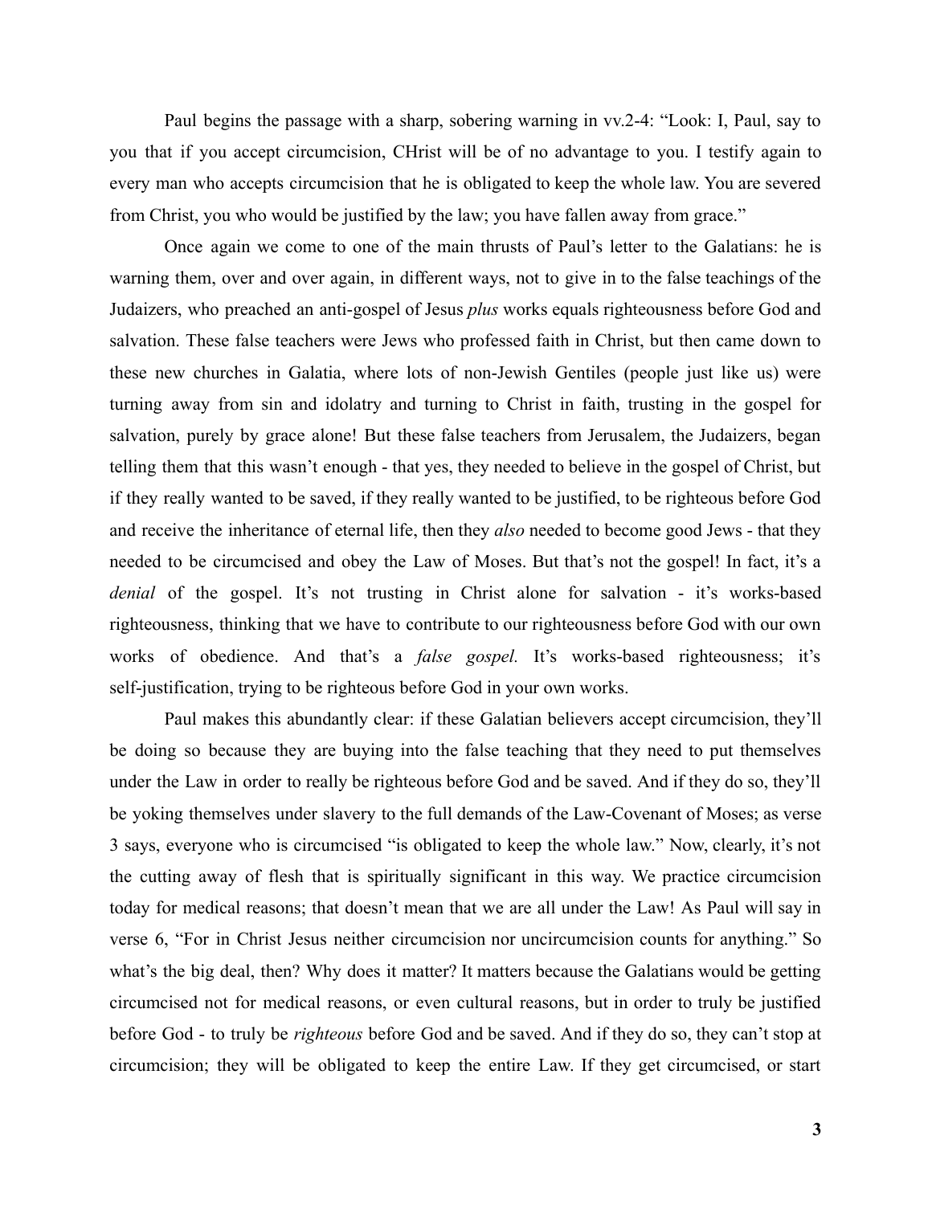Paul begins the passage with a sharp, sobering warning in vv.2-4: "Look: I, Paul, say to you that if you accept circumcision, CHrist will be of no advantage to you. I testify again to every man who accepts circumcision that he is obligated to keep the whole law. You are severed from Christ, you who would be justified by the law; you have fallen away from grace."

Once again we come to one of the main thrusts of Paul's letter to the Galatians: he is warning them, over and over again, in different ways, not to give in to the false teachings of the Judaizers, who preached an anti-gospel of Jesus *plus* works equals righteousness before God and salvation. These false teachers were Jews who professed faith in Christ, but then came down to these new churches in Galatia, where lots of non-Jewish Gentiles (people just like us) were turning away from sin and idolatry and turning to Christ in faith, trusting in the gospel for salvation, purely by grace alone! But these false teachers from Jerusalem, the Judaizers, began telling them that this wasn't enough - that yes, they needed to believe in the gospel of Christ, but if they really wanted to be saved, if they really wanted to be justified, to be righteous before God and receive the inheritance of eternal life, then they *also* needed to become good Jews - that they needed to be circumcised and obey the Law of Moses. But that's not the gospel! In fact, it's a *denial* of the gospel. It's not trusting in Christ alone for salvation - it's works-based righteousness, thinking that we have to contribute to our righteousness before God with our own works of obedience. And that's a *false gospel.* It's works-based righteousness; it's self-justification, trying to be righteous before God in your own works.

Paul makes this abundantly clear: if these Galatian believers accept circumcision, they'll be doing so because they are buying into the false teaching that they need to put themselves under the Law in order to really be righteous before God and be saved. And if they do so, they'll be yoking themselves under slavery to the full demands of the Law-Covenant of Moses; as verse 3 says, everyone who is circumcised "is obligated to keep the whole law." Now, clearly, it's not the cutting away of flesh that is spiritually significant in this way. We practice circumcision today for medical reasons; that doesn't mean that we are all under the Law! As Paul will say in verse 6, "For in Christ Jesus neither circumcision nor uncircumcision counts for anything." So what's the big deal, then? Why does it matter? It matters because the Galatians would be getting circumcised not for medical reasons, or even cultural reasons, but in order to truly be justified before God - to truly be *righteous* before God and be saved. And if they do so, they can't stop at circumcision; they will be obligated to keep the entire Law. If they get circumcised, or start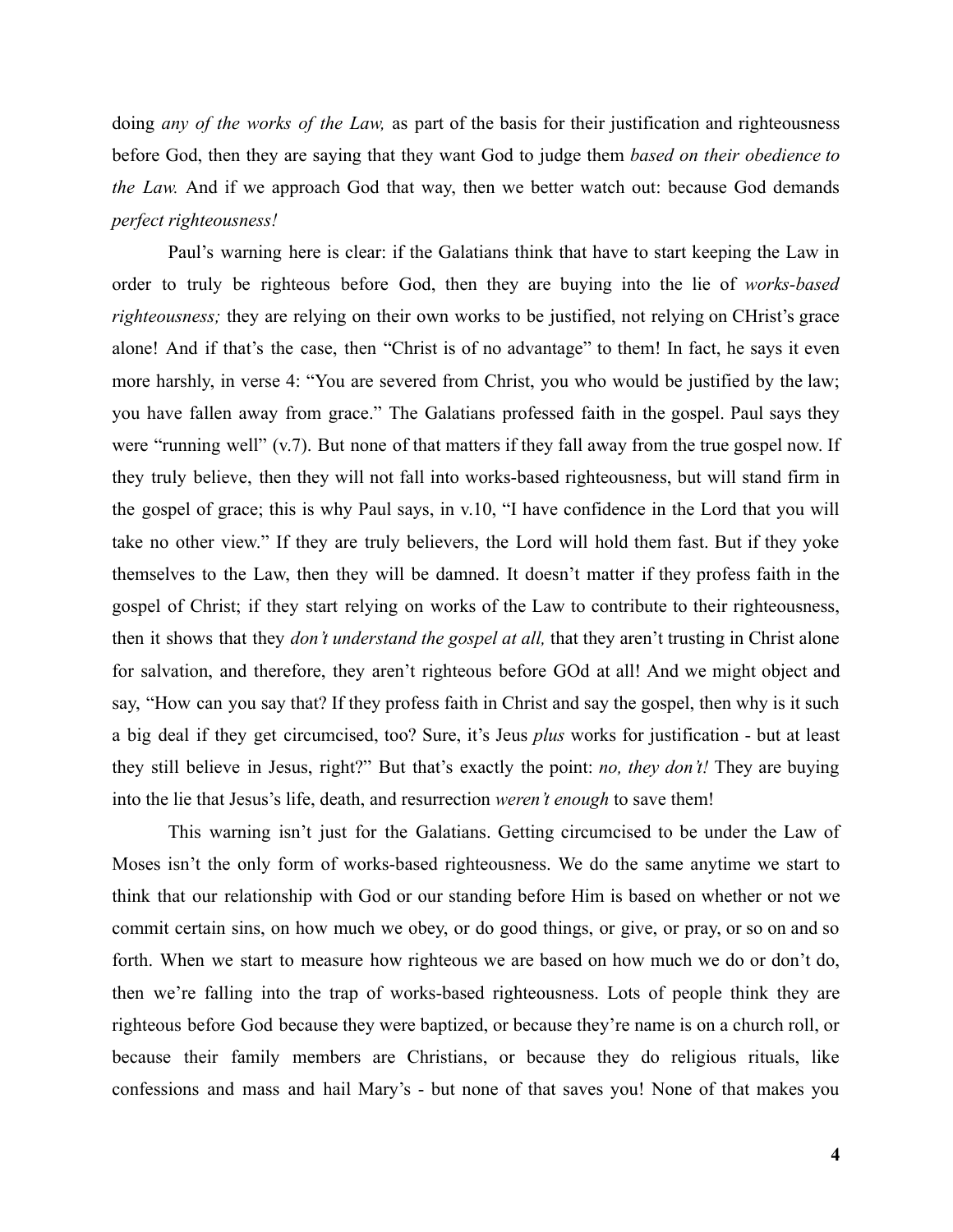doing *any of the works of the Law,* as part of the basis for their justification and righteousness before God, then they are saying that they want God to judge them *based on their obedience to the Law.* And if we approach God that way, then we better watch out: because God demands *perfect righteousness!*

Paul's warning here is clear: if the Galatians think that have to start keeping the Law in order to truly be righteous before God, then they are buying into the lie of *works-based righteousness;* they are relying on their own works to be justified, not relying on CHrist's grace alone! And if that's the case, then "Christ is of no advantage" to them! In fact, he says it even more harshly, in verse 4: "You are severed from Christ, you who would be justified by the law; you have fallen away from grace." The Galatians professed faith in the gospel. Paul says they were "running well" (v.7). But none of that matters if they fall away from the true gospel now. If they truly believe, then they will not fall into works-based righteousness, but will stand firm in the gospel of grace; this is why Paul says, in v.10, "I have confidence in the Lord that you will take no other view." If they are truly believers, the Lord will hold them fast. But if they yoke themselves to the Law, then they will be damned. It doesn't matter if they profess faith in the gospel of Christ; if they start relying on works of the Law to contribute to their righteousness, then it shows that they *don't understand the gospel at all,* that they aren't trusting in Christ alone for salvation, and therefore, they aren't righteous before GOd at all! And we might object and say, "How can you say that? If they profess faith in Christ and say the gospel, then why is it such a big deal if they get circumcised, too? Sure, it's Jeus *plus* works for justification - but at least they still believe in Jesus, right?" But that's exactly the point: *no, they don't!* They are buying into the lie that Jesus's life, death, and resurrection *weren't enough* to save them!

This warning isn't just for the Galatians. Getting circumcised to be under the Law of Moses isn't the only form of works-based righteousness. We do the same anytime we start to think that our relationship with God or our standing before Him is based on whether or not we commit certain sins, on how much we obey, or do good things, or give, or pray, or so on and so forth. When we start to measure how righteous we are based on how much we do or don't do, then we're falling into the trap of works-based righteousness. Lots of people think they are righteous before God because they were baptized, or because they're name is on a church roll, or because their family members are Christians, or because they do religious rituals, like confessions and mass and hail Mary's - but none of that saves you! None of that makes you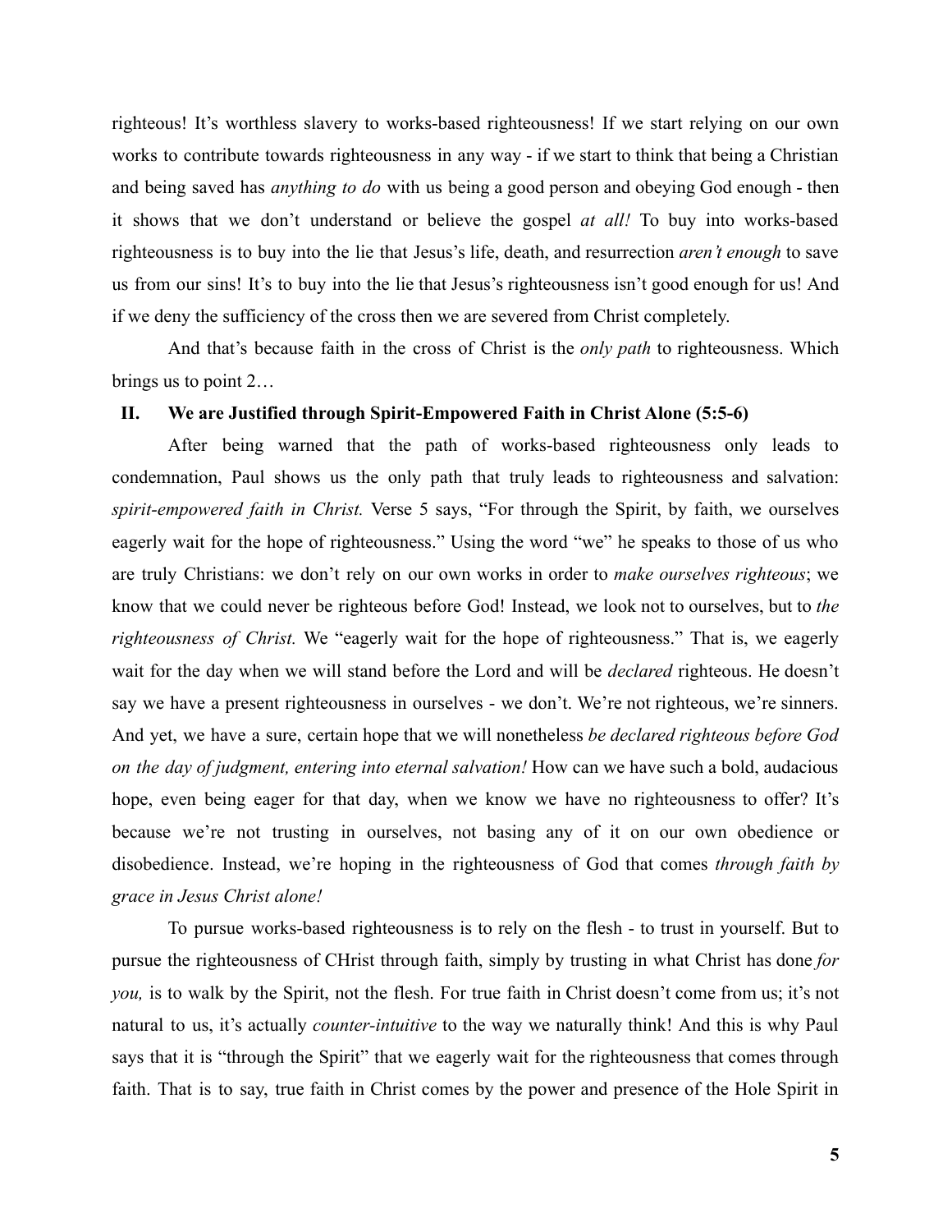righteous! It's worthless slavery to works-based righteousness! If we start relying on our own works to contribute towards righteousness in any way - if we start to think that being a Christian and being saved has *anything to do* with us being a good person and obeying God enough - then it shows that we don't understand or believe the gospel *at all!* To buy into works-based righteousness is to buy into the lie that Jesus's life, death, and resurrection *aren't enough* to save us from our sins! It's to buy into the lie that Jesus's righteousness isn't good enough for us! And if we deny the sufficiency of the cross then we are severed from Christ completely.

And that's because faith in the cross of Christ is the *only path* to righteousness. Which brings us to point 2…

### II. We are Justified through Spirit-Empowered Faith in Christ Alone (5:5-6)

After being warned that the path of works-based righteousness only leads to condemnation, Paul shows us the only path that truly leads to righteousness and salvation: *spirit-empowered faith in Christ.* Verse 5 says, "For through the Spirit, by faith, we ourselves eagerly wait for the hope of righteousness." Using the word "we" he speaks to those of us who are truly Christians: we don't rely on our own works in order to *make ourselves righteous*; we know that we could never be righteous before God! Instead, we look not to ourselves, but to *the righteousness of Christ.* We "eagerly wait for the hope of righteousness." That is, we eagerly wait for the day when we will stand before the Lord and will be *declared* righteous. He doesn't say we have a present righteousness in ourselves - we don't. We're not righteous, we're sinners. And yet, we have a sure, certain hope that we will nonetheless *be declared righteous before God on the day of judgment, entering into eternal salvation!* How can we have such a bold, audacious hope, even being eager for that day, when we know we have no righteousness to offer? It's because we're not trusting in ourselves, not basing any of it on our own obedience or disobedience. Instead, we're hoping in the righteousness of God that comes *through faith by grace in Jesus Christ alone!*

To pursue works-based righteousness is to rely on the flesh - to trust in yourself. But to pursue the righteousness of CHrist through faith, simply by trusting in what Christ has done *for you,* is to walk by the Spirit, not the flesh. For true faith in Christ doesn't come from us; it's not natural to us, it's actually *counter-intuitive* to the way we naturally think! And this is why Paul says that it is "through the Spirit" that we eagerly wait for the righteousness that comes through faith. That is to say, true faith in Christ comes by the power and presence of the Hole Spirit in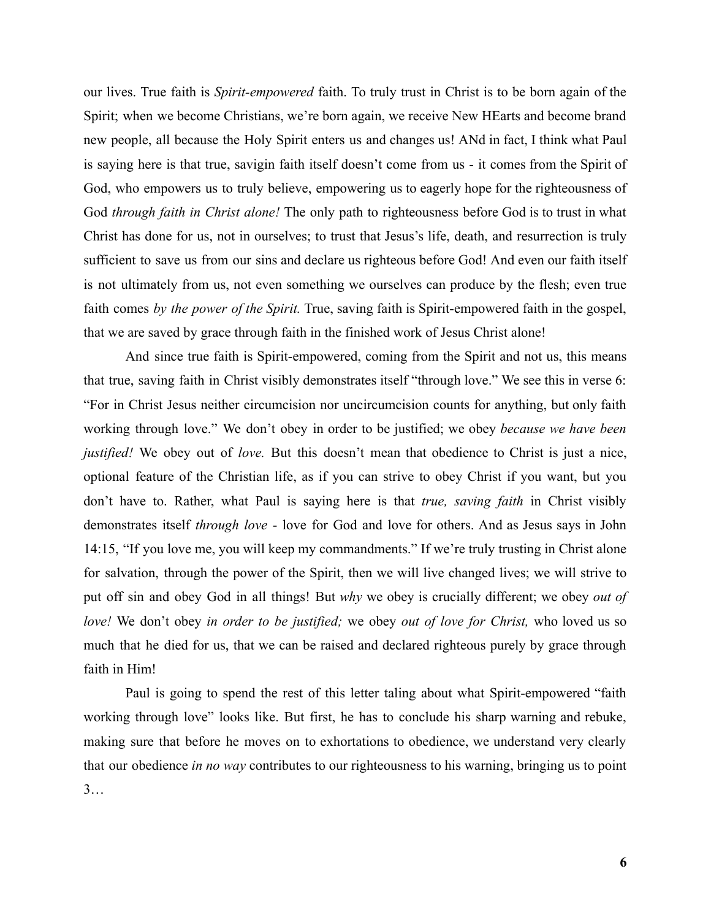our lives. True faith is *Spirit-empowered* faith. To truly trust in Christ is to be born again of the Spirit; when we become Christians, we're born again, we receive New HEarts and become brand new people, all because the Holy Spirit enters us and changes us! ANd in fact, I think what Paul is saying here is that true, savigin faith itself doesn't come from us - it comes from the Spirit of God, who empowers us to truly believe, empowering us to eagerly hope for the righteousness of God *through faith in Christ alone!* The only path to righteousness before God is to trust in what Christ has done for us, not in ourselves; to trust that Jesus's life, death, and resurrection is truly sufficient to save us from our sins and declare us righteous before God! And even our faith itself is not ultimately from us, not even something we ourselves can produce by the flesh; even true faith comes *by the power of the Spirit.* True, saving faith is Spirit-empowered faith in the gospel, that we are saved by grace through faith in the finished work of Jesus Christ alone!

And since true faith is Spirit-empowered, coming from the Spirit and not us, this means that true, saving faith in Christ visibly demonstrates itself "through love." We see this in verse 6: "For in Christ Jesus neither circumcision nor uncircumcision counts for anything, but only faith working through love." We don't obey in order to be justified; we obey *because we have been justified!* We obey out of *love.* But this doesn't mean that obedience to Christ is just a nice, optional feature of the Christian life, as if you can strive to obey Christ if you want, but you don't have to. Rather, what Paul is saying here is that *true, saving faith* in Christ visibly demonstrates itself *through love* - love for God and love for others. And as Jesus says in John 14:15, "If you love me, you will keep my commandments." If we're truly trusting in Christ alone for salvation, through the power of the Spirit, then we will live changed lives; we will strive to put off sin and obey God in all things! But *why* we obey is crucially different; we obey *out of love!* We don't obey *in order to be justified;* we obey *out of love for Christ,* who loved us so much that he died for us, that we can be raised and declared righteous purely by grace through faith in Him!

Paul is going to spend the rest of this letter taling about what Spirit-empowered "faith working through love" looks like. But first, he has to conclude his sharp warning and rebuke, making sure that before he moves on to exhortations to obedience, we understand very clearly that our obedience *in no way* contributes to our righteousness to his warning, bringing us to point 3…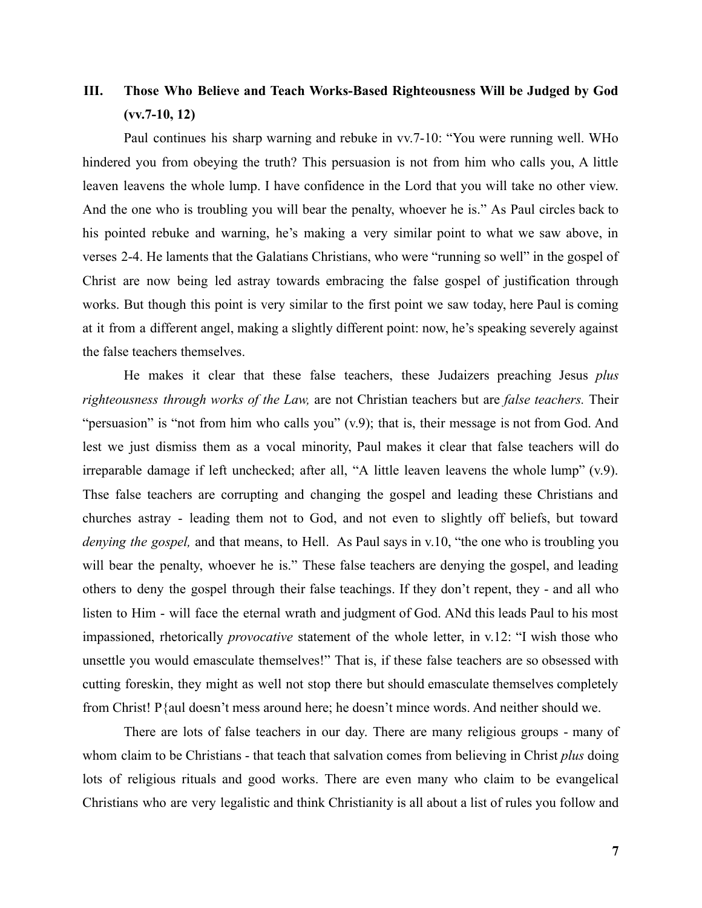## III. Those Who Believe and Teach Works-Based Righteousness Will be Judged by God (vv.7-10, 12)

Paul continues his sharp warning and rebuke in vv.7-10: "You were running well. WHo hindered you from obeying the truth? This persuasion is not from him who calls you, A little leaven leavens the whole lump. I have confidence in the Lord that you will take no other view. And the one who is troubling you will bear the penalty, whoever he is." As Paul circles back to his pointed rebuke and warning, he's making a very similar point to what we saw above, in verses 2-4. He laments that the Galatians Christians, who were "running so well" in the gospel of Christ are now being led astray towards embracing the false gospel of justification through works. But though this point is very similar to the first point we saw today, here Paul is coming at it from a different angel, making a slightly different point: now, he's speaking severely against the false teachers themselves.

He makes it clear that these false teachers, these Judaizers preaching Jesus *plus righteousness through works of the Law,* are not Christian teachers but are *false teachers.* Their "persuasion" is "not from him who calls you" (v.9); that is, their message is not from God. And lest we just dismiss them as a vocal minority, Paul makes it clear that false teachers will do irreparable damage if left unchecked; after all, "A little leaven leavens the whole lump" (v.9). Thse false teachers are corrupting and changing the gospel and leading these Christians and churches astray - leading them not to God, and not even to slightly off beliefs, but toward *denying the gospel,* and that means, to Hell. As Paul says in v.10, "the one who is troubling you will bear the penalty, whoever he is." These false teachers are denying the gospel, and leading others to deny the gospel through their false teachings. If they don't repent, they - and all who listen to Him - will face the eternal wrath and judgment of God. ANd this leads Paul to his most impassioned, rhetorically *provocative* statement of the whole letter, in v.12: "I wish those who unsettle you would emasculate themselves!" That is, if these false teachers are so obsessed with cutting foreskin, they might as well not stop there but should emasculate themselves completely from Christ! P{aul doesn't mess around here; he doesn't mince words. And neither should we.

There are lots of false teachers in our day. There are many religious groups - many of whom claim to be Christians - that teach that salvation comes from believing in Christ *plus* doing lots of religious rituals and good works. There are even many who claim to be evangelical Christians who are very legalistic and think Christianity is all about a list of rules you follow and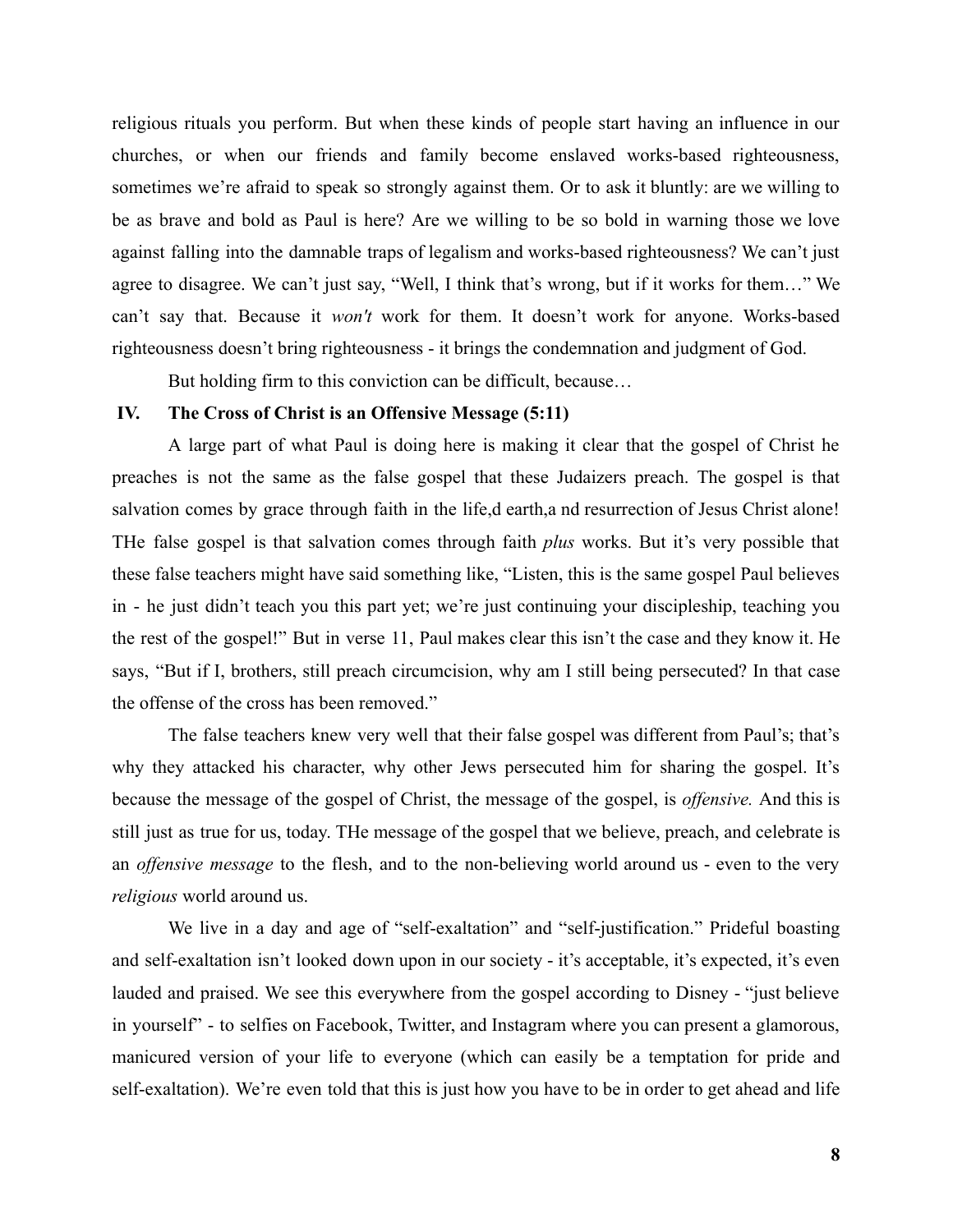religious rituals you perform. But when these kinds of people start having an influence in our churches, or when our friends and family become enslaved works-based righteousness, sometimes we're afraid to speak so strongly against them. Or to ask it bluntly: are we willing to be as brave and bold as Paul is here? Are we willing to be so bold in warning those we love against falling into the damnable traps of legalism and works-based righteousness? We can't just agree to disagree. We can't just say, "Well, I think that's wrong, but if it works for them…" We can't say that. Because it *won't* work for them. It doesn't work for anyone. Works-based righteousness doesn't bring righteousness - it brings the condemnation and judgment of God.

But holding firm to this conviction can be difficult, because…

## IV. The Cross of Christ is an Offensive Message (5:11)

A large part of what Paul is doing here is making it clear that the gospel of Christ he preaches is not the same as the false gospel that these Judaizers preach. The gospel is that salvation comes by grace through faith in the life,d earth,a nd resurrection of Jesus Christ alone! THe false gospel is that salvation comes through faith *plus* works. But it's very possible that these false teachers might have said something like, "Listen, this is the same gospel Paul believes in - he just didn't teach you this part yet; we're just continuing your discipleship, teaching you the rest of the gospel!" But in verse 11, Paul makes clear this isn't the case and they know it. He says, "But if I, brothers, still preach circumcision, why am I still being persecuted? In that case the offense of the cross has been removed."

The false teachers knew very well that their false gospel was different from Paul's; that's why they attacked his character, why other Jews persecuted him for sharing the gospel. It's because the message of the gospel of Christ, the message of the gospel, is *offensive.* And this is still just as true for us, today. THe message of the gospel that we believe, preach, and celebrate is an *offensive message* to the flesh, and to the non-believing world around us - even to the very *religious* world around us.

We live in a day and age of "self-exaltation" and "self-justification." Prideful boasting and self-exaltation isn't looked down upon in our society - it's acceptable, it's expected, it's even lauded and praised. We see this everywhere from the gospel according to Disney - "just believe in yourself" - to selfies on Facebook, Twitter, and Instagram where you can present a glamorous, manicured version of your life to everyone (which can easily be a temptation for pride and self-exaltation). We're even told that this is just how you have to be in order to get ahead and life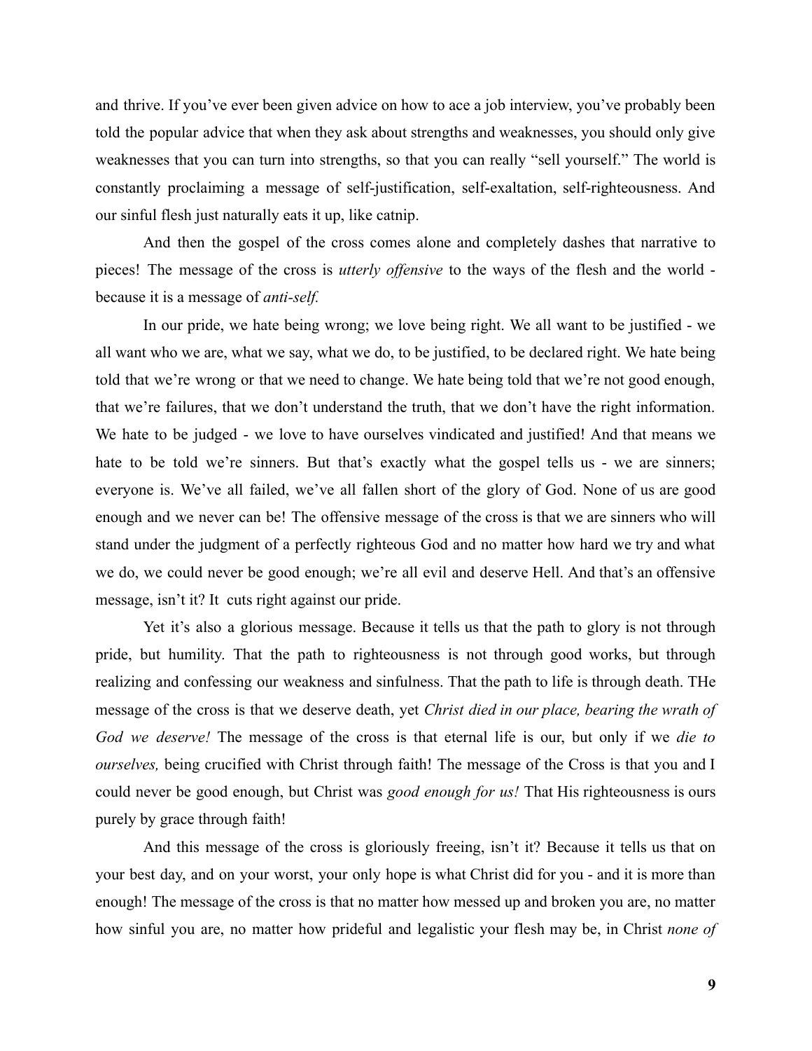and thrive. If you've ever been given advice on how to ace a job interview, you've probably been told the popular advice that when they ask about strengths and weaknesses, you should only give weaknesses that you can turn into strengths, so that you can really "sell yourself." The world is constantly proclaiming a message of self-justification, self-exaltation, self-righteousness. And our sinful flesh just naturally eats it up, like catnip.

And then the gospel of the cross comes alone and completely dashes that narrative to pieces! The message of the cross is *utterly offensive* to the ways of the flesh and the world - because it is a message of *anti-self.*

In our pride, we hate being wrong; we love being right. We all want to be justified - we all want who we are, what we say, what we do, to be justified, to be declared right. We hate being told that we're wrong or that we need to change. We hate being told that we're not good enough, that we're failures, that we don't understand the truth, that we don't have the right information. We hate to be judged - we love to have ourselves vindicated and justified! And that means we hate to be told we're sinners. But that's exactly what the gospel tells us - we are sinners; everyone is. We've all failed, we've all fallen short of the glory of God. None of us are good enough and we never can be! The offensive message of the cross is that we are sinners who will stand under the judgment of a perfectly righteous God and no matter how hard we try and what we do, we could never be good enough; we're all evil and deserve Hell. And that's an offensive message, isn't it? It cuts right against our pride.

Yet it's also a glorious message. Because it tells us that the path to glory is not through pride, but humility. That the path to righteousness is not through good works, but through realizing and confessing our weakness and sinfulness. That the path to life is through death. THe message of the cross is that we deserve death, yet *Christ died in our place, bearing the wrath of God we deserve!* The message of the cross is that eternal life is our, but only if we *die to ourselves,* being crucified with Christ through faith! The message of the Cross is that you and I could never be good enough, but Christ was *good enough for us!* That His righteousness is ours purely by grace through faith!

And this message of the cross is gloriously freeing, isn't it? Because it tells us that on your best day, and on your worst, your only hope is what Christ did for you - and it is more than enough! The message of the cross is that no matter how messed up and broken you are, no matter how sinful you are, no matter how prideful and legalistic your flesh may be, in Christ *none of*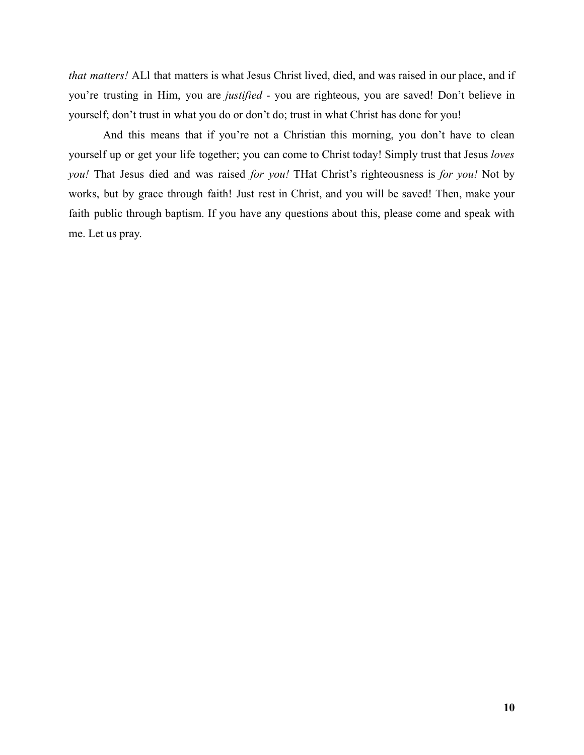*that matters!* ALl that matters is what Jesus Christ lived, died, and was raised in our place, and if you're trusting in Him, you are *justified* - you are righteous, you are saved! Don't believe in yourself; don't trust in what you do or don't do; trust in what Christ has done for you!

And this means that if you're not a Christian this morning, you don't have to clean yourself up or get your life together; you can come to Christ today! Simply trust that Jesus *loves you!* That Jesus died and was raised *for you!* THat Christ's righteousness is *for you!* Not by works, but by grace through faith! Just rest in Christ, and you will be saved! Then, make your faith public through baptism. If you have any questions about this, please come and speak with me. Let us pray.